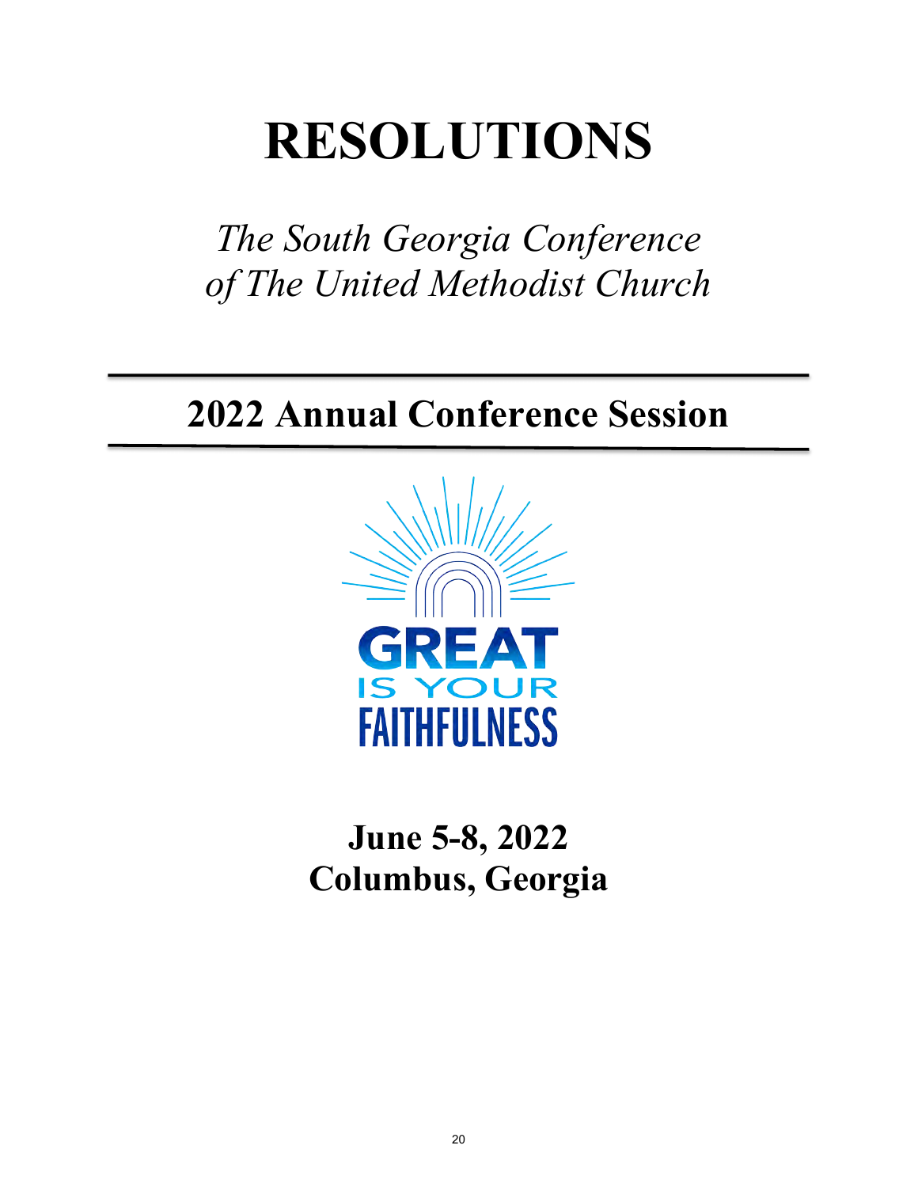# RESOLUTIONS

*The South Georgia Conference of The United Methodist Church*

## 2022 Annual Conference Session

GREAT IS YOUR FAITHFULNESS

**June 5-8, 2022**
**Columbus, Georgia**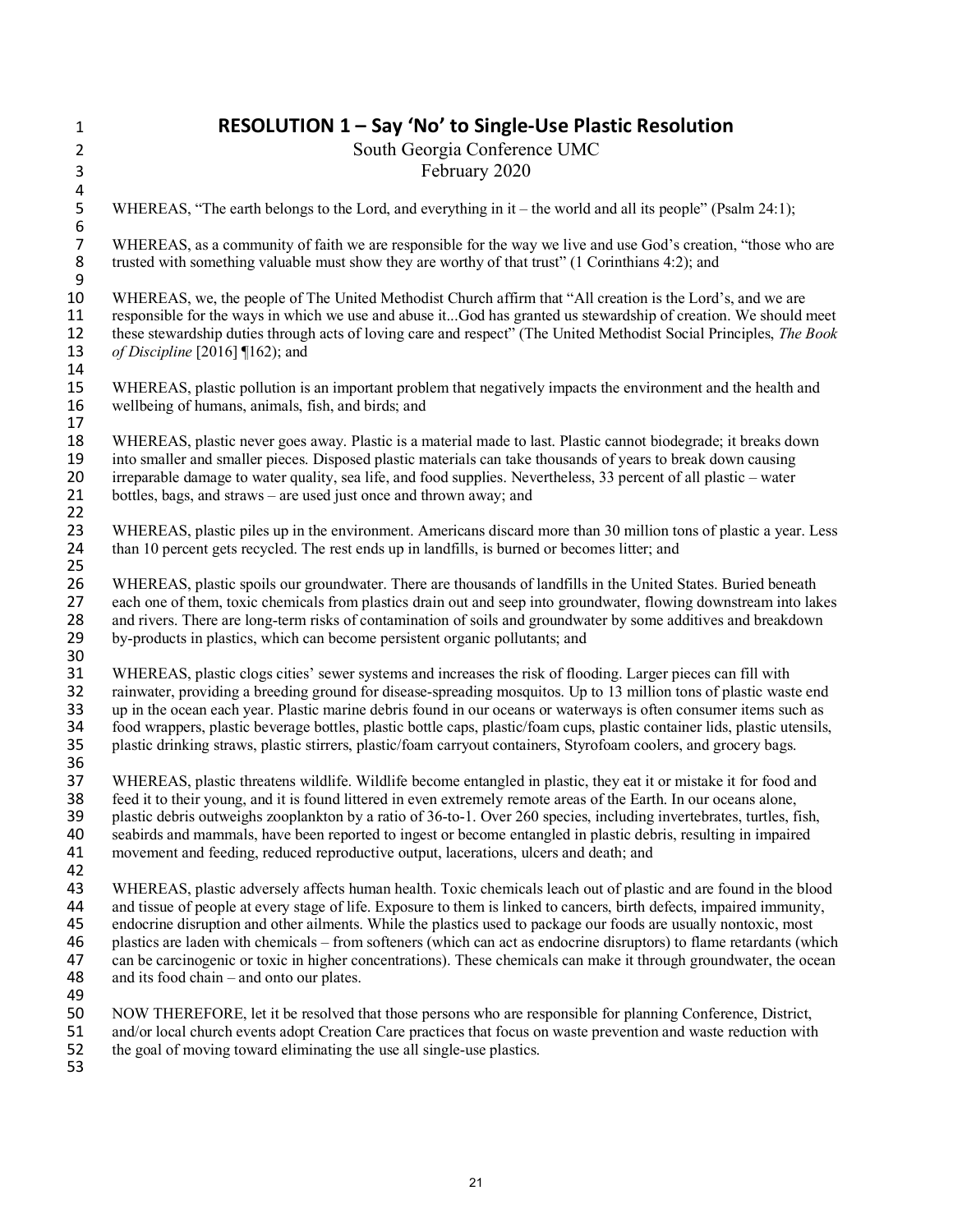# RESOLUTION 1 – Say 'No' to Single-Use Plastic Resolution

South Georgia Conference UMC
February 2020

WHEREAS, "The earth belongs to the Lord, and everything in it – the world and all its people" (Psalm 24:1);

WHEREAS, as a community of faith we are responsible for the way we live and use God's creation, "those who are trusted with something valuable must show they are worthy of that trust" (1 Corinthians 4:2); and

WHEREAS, we, the people of The United Methodist Church affirm that "All creation is the Lord's, and we are responsible for the ways in which we use and abuse it...God has granted us stewardship of creation. We should meet these stewardship duties through acts of loving care and respect" (The United Methodist Social Principles, *The Book of Discipline* [2016] ¶162); and

WHEREAS, plastic pollution is an important problem that negatively impacts the environment and the health and wellbeing of humans, animals, fish, and birds; and

WHEREAS, plastic never goes away. Plastic is a material made to last. Plastic cannot biodegrade; it breaks down into smaller and smaller pieces. Disposed plastic materials can take thousands of years to break down causing irreparable damage to water quality, sea life, and food supplies. Nevertheless, 33 percent of all plastic – water bottles, bags, and straws – are used just once and thrown away; and

WHEREAS, plastic piles up in the environment. Americans discard more than 30 million tons of plastic a year. Less than 10 percent gets recycled. The rest ends up in landfills, is burned or becomes litter; and

WHEREAS, plastic spoils our groundwater. There are thousands of landfills in the United States. Buried beneath each one of them, toxic chemicals from plastics drain out and seep into groundwater, flowing downstream into lakes and rivers. There are long-term risks of contamination of soils and groundwater by some additives and breakdown by-products in plastics, which can become persistent organic pollutants; and

WHEREAS, plastic clogs cities' sewer systems and increases the risk of flooding. Larger pieces can fill with rainwater, providing a breeding ground for disease-spreading mosquitos. Up to 13 million tons of plastic waste end up in the ocean each year. Plastic marine debris found in our oceans or waterways is often consumer items such as food wrappers, plastic beverage bottles, plastic bottle caps, plastic/foam cups, plastic container lids, plastic utensils, plastic drinking straws, plastic stirrers, plastic/foam carryout containers, Styrofoam coolers, and grocery bags.

WHEREAS, plastic threatens wildlife. Wildlife become entangled in plastic, they eat it or mistake it for food and feed it to their young, and it is found littered in even extremely remote areas of the Earth. In our oceans alone, plastic debris outweighs zooplankton by a ratio of 36-to-1. Over 260 species, including invertebrates, turtles, fish, seabirds and mammals, have been reported to ingest or become entangled in plastic debris, resulting in impaired movement and feeding, reduced reproductive output, lacerations, ulcers and death; and

WHEREAS, plastic adversely affects human health. Toxic chemicals leach out of plastic and are found in the blood and tissue of people at every stage of life. Exposure to them is linked to cancers, birth defects, impaired immunity, endocrine disruption and other ailments. While the plastics used to package our foods are usually nontoxic, most plastics are laden with chemicals – from softeners (which can act as endocrine disruptors) to flame retardants (which can be carcinogenic or toxic in higher concentrations). These chemicals can make it through groundwater, the ocean and its food chain – and onto our plates.

NOW THEREFORE, let it be resolved that those persons who are responsible for planning Conference, District, and/or local church events adopt Creation Care practices that focus on waste prevention and waste reduction with the goal of moving toward eliminating the use all single-use plastics.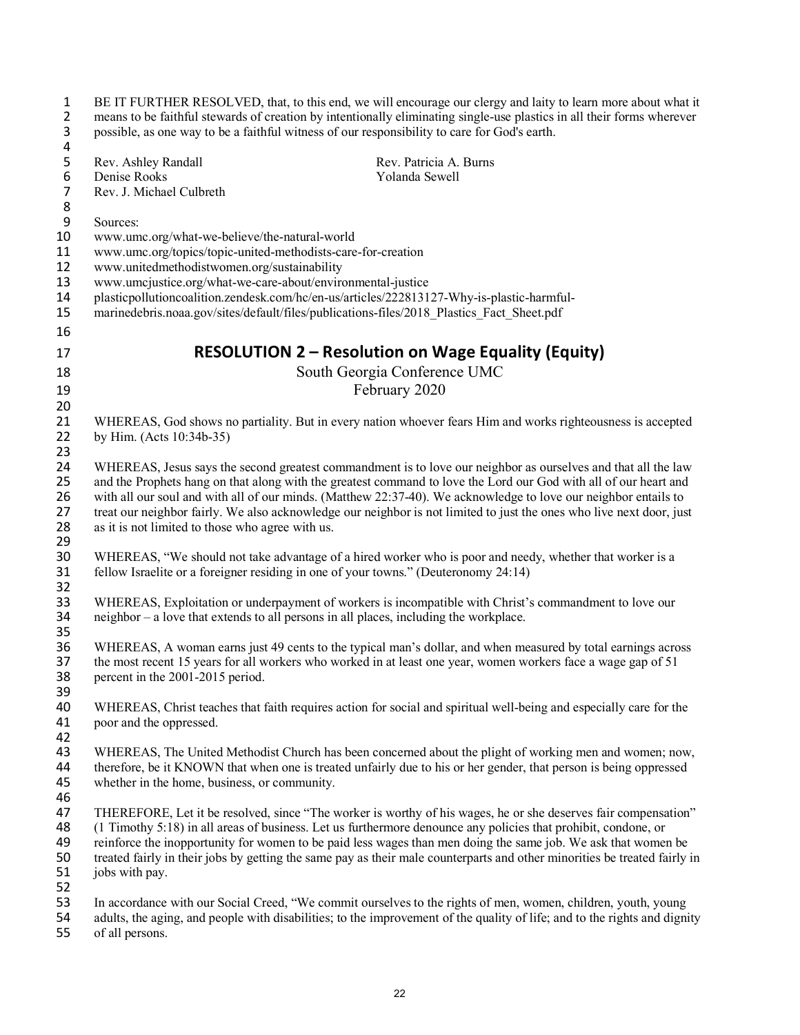BE IT FURTHER RESOLVED, that, to this end, we will encourage our clergy and laity to learn more about what it means to be faithful stewards of creation by intentionally eliminating single-use plastics in all their forms wherever possible, as one way to be a faithful witness of our responsibility to care for God's earth.

Rev. Ashley Randall
Rev. Patricia A. Burns
Denise Rooks
Yolanda Sewell
Rev. J. Michael Culbreth

Sources:
www.umc.org/what-we-believe/the-natural-world
www.umc.org/topics/topic-united-methodists-care-for-creation
www.unitedmethodistwomen.org/sustainability
www.umcjustice.org/what-we-care-about/environmental-justice
plasticpollutioncoalition.zendesk.com/hc/en-us/articles/222813127-Why-is-plastic-harmful-
marinedebris.noaa.gov/sites/default/files/publications-files/2018_Plastics_Fact_Sheet.pdf

## RESOLUTION 2 – Resolution on Wage Equality (Equity)

South Georgia Conference UMC
February 2020

WHEREAS, God shows no partiality. But in every nation whoever fears Him and works righteousness is accepted by Him. (Acts 10:34b-35)

WHEREAS, Jesus says the second greatest commandment is to love our neighbor as ourselves and that all the law and the Prophets hang on that along with the greatest command to love the Lord our God with all of our heart and with all our soul and with all of our minds. (Matthew 22:37-40). We acknowledge to love our neighbor entails to treat our neighbor fairly. We also acknowledge our neighbor is not limited to just the ones who live next door, just as it is not limited to those who agree with us.

WHEREAS, "We should not take advantage of a hired worker who is poor and needy, whether that worker is a fellow Israelite or a foreigner residing in one of your towns." (Deuteronomy 24:14)

WHEREAS, Exploitation or underpayment of workers is incompatible with Christ's commandment to love our neighbor – a love that extends to all persons in all places, including the workplace.

WHEREAS, A woman earns just 49 cents to the typical man's dollar, and when measured by total earnings across the most recent 15 years for all workers who worked in at least one year, women workers face a wage gap of 51 percent in the 2001-2015 period.

WHEREAS, Christ teaches that faith requires action for social and spiritual well-being and especially care for the poor and the oppressed.

WHEREAS, The United Methodist Church has been concerned about the plight of working men and women; now, therefore, be it KNOWN that when one is treated unfairly due to his or her gender, that person is being oppressed whether in the home, business, or community.

THEREFORE, Let it be resolved, since "The worker is worthy of his wages, he or she deserves fair compensation" (1 Timothy 5:18) in all areas of business. Let us furthermore denounce any policies that prohibit, condone, or reinforce the inopportunity for women to be paid less wages than men doing the same job. We ask that women be treated fairly in their jobs by getting the same pay as their male counterparts and other minorities be treated fairly in jobs with pay.

In accordance with our Social Creed, "We commit ourselves to the rights of men, women, children, youth, young adults, the aging, and people with disabilities; to the improvement of the quality of life; and to the rights and dignity of all persons.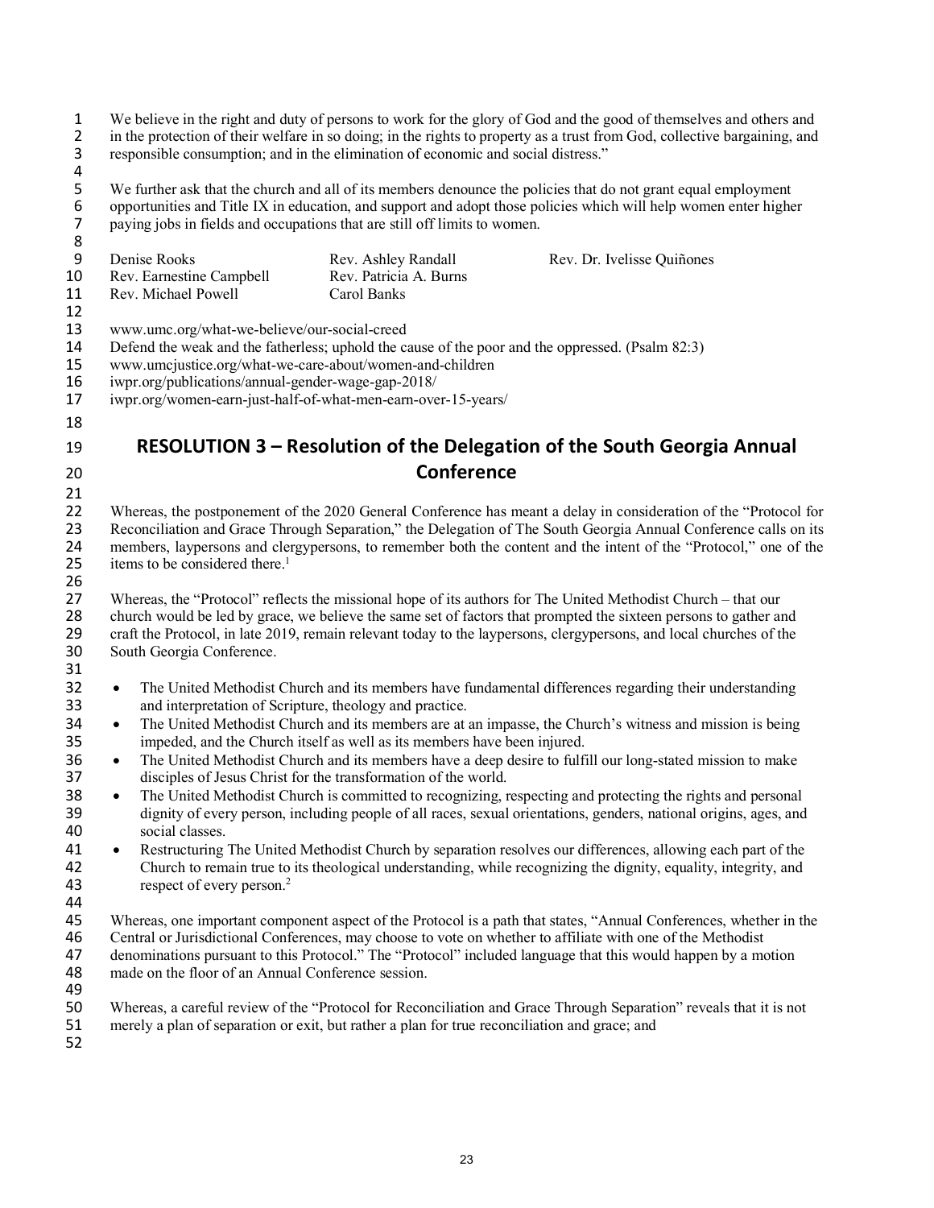We believe in the right and duty of persons to work for the glory of God and the good of themselves and others and in the protection of their welfare in so doing; in the rights to property as a trust from God, collective bargaining, and responsible consumption; and in the elimination of economic and social distress."

We further ask that the church and all of its members denounce the policies that do not grant equal employment opportunities and Title IX in education, and support and adopt those policies which will help women enter higher paying jobs in fields and occupations that are still off limits to women.

Denise Rooks
Rev. Earnestine Campbell
Rev. Michael Powell
Rev. Ashley Randall
Rev. Patricia A. Burns
Carol Banks
Rev. Dr. Ivelisse Quiñones

www.umc.org/what-we-believe/our-social-creed
Defend the weak and the fatherless; uphold the cause of the poor and the oppressed. (Psalm 82:3)
www.umcjustice.org/what-we-care-about/women-and-children
iwpr.org/publications/annual-gender-wage-gap-2018/
iwpr.org/women-earn-just-half-of-what-men-earn-over-15-years/

## RESOLUTION 3 – Resolution of the Delegation of the South Georgia Annual Conference

Whereas, the postponement of the 2020 General Conference has meant a delay in consideration of the "Protocol for Reconciliation and Grace Through Separation," the Delegation of The South Georgia Annual Conference calls on its members, laypersons and clergypersons, to remember both the content and the intent of the "Protocol," one of the items to be considered there.[1]

Whereas, the "Protocol" reflects the missional hope of its authors for The United Methodist Church – that our church would be led by grace, we believe the same set of factors that prompted the sixteen persons to gather and craft the Protocol, in late 2019, remain relevant today to the laypersons, clergypersons, and local churches of the South Georgia Conference.

- The United Methodist Church and its members have fundamental differences regarding their understanding and interpretation of Scripture, theology and practice.
- The United Methodist Church and its members are at an impasse, the Church's witness and mission is being impeded, and the Church itself as well as its members have been injured.
- The United Methodist Church and its members have a deep desire to fulfill our long-stated mission to make disciples of Jesus Christ for the transformation of the world.
- The United Methodist Church is committed to recognizing, respecting and protecting the rights and personal dignity of every person, including people of all races, sexual orientations, genders, national origins, ages, and social classes.
- Restructuring The United Methodist Church by separation resolves our differences, allowing each part of the Church to remain true to its theological understanding, while recognizing the dignity, equality, integrity, and respect of every person.[2]

Whereas, one important component aspect of the Protocol is a path that states, "Annual Conferences, whether in the Central or Jurisdictional Conferences, may choose to vote on whether to affiliate with one of the Methodist denominations pursuant to this Protocol." The "Protocol" included language that this would happen by a motion made on the floor of an Annual Conference session.

Whereas, a careful review of the "Protocol for Reconciliation and Grace Through Separation" reveals that it is not merely a plan of separation or exit, but rather a plan for true reconciliation and grace; and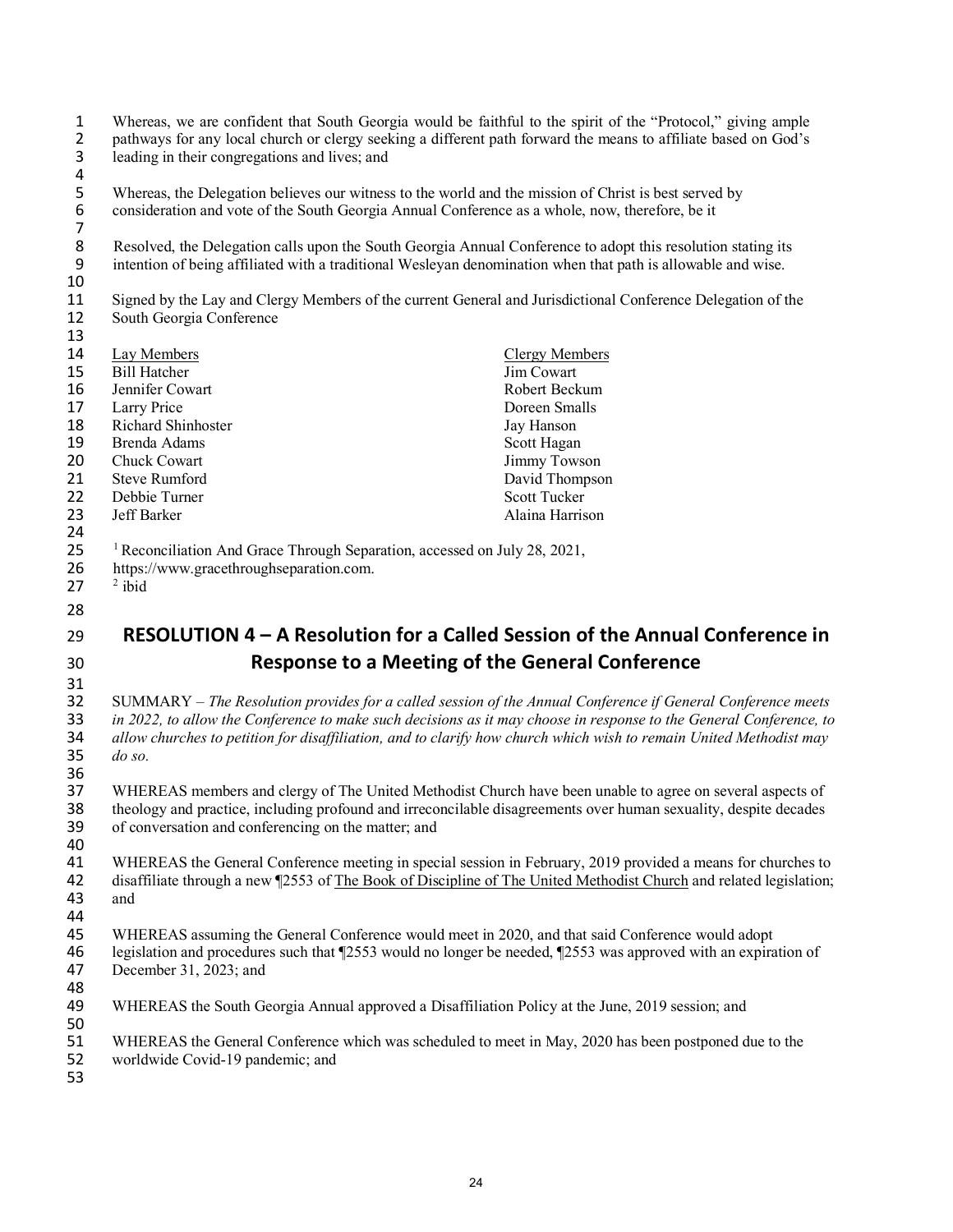Whereas, we are confident that South Georgia would be faithful to the spirit of the "Protocol," giving ample pathways for any local church or clergy seeking a different path forward the means to affiliate based on God's leading in their congregations and lives; and

Whereas, the Delegation believes our witness to the world and the mission of Christ is best served by consideration and vote of the South Georgia Annual Conference as a whole, now, therefore, be it

Resolved, the Delegation calls upon the South Georgia Annual Conference to adopt this resolution stating its intention of being affiliated with a traditional Wesleyan denomination when that path is allowable and wise.

Signed by the Lay and Clergy Members of the current General and Jurisdictional Conference Delegation of the South Georgia Conference

| Lay Members | Clergy Members |
|---|---|
| Bill Hatcher | Jim Cowart |
| Jennifer Cowart | Robert Beckum |
| Larry Price | Doreen Smalls |
| Richard Shinhoster | Jay Hanson |
| Brenda Adams | Scott Hagan |
| Chuck Cowart | Jimmy Towson |
| Steve Rumford | David Thompson |
| Debbie Turner | Scott Tucker |
| Jeff Barker | Alaina Harrison |

[1] Reconciliation And Grace Through Separation, accessed on July 28, 2021, https://www.gracethroughseparation.com.
[2] ibid

## RESOLUTION 4 – A Resolution for a Called Session of the Annual Conference in Response to a Meeting of the General Conference

SUMMARY – *The Resolution provides for a called session of the Annual Conference if General Conference meets in 2022, to allow the Conference to make such decisions as it may choose in response to the General Conference, to allow churches to petition for disaffiliation, and to clarify how church which wish to remain United Methodist may do so.*

WHEREAS members and clergy of The United Methodist Church have been unable to agree on several aspects of theology and practice, including profound and irreconcilable disagreements over human sexuality, despite decades of conversation and conferencing on the matter; and

WHEREAS the General Conference meeting in special session in February, 2019 provided a means for churches to disaffiliate through a new ¶2553 of The Book of Discipline of The United Methodist Church and related legislation; and

WHEREAS assuming the General Conference would meet in 2020, and that said Conference would adopt legislation and procedures such that ¶2553 would no longer be needed, ¶2553 was approved with an expiration of December 31, 2023; and

WHEREAS the South Georgia Annual approved a Disaffiliation Policy at the June, 2019 session; and

WHEREAS the General Conference which was scheduled to meet in May, 2020 has been postponed due to the worldwide Covid-19 pandemic; and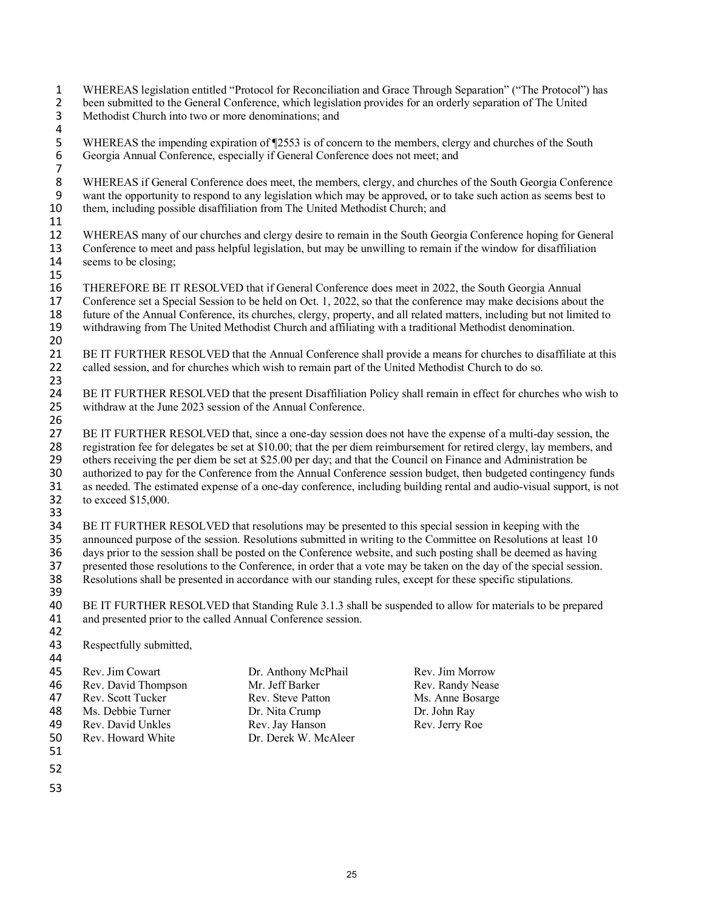WHEREAS legislation entitled "Protocol for Reconciliation and Grace Through Separation" ("The Protocol") has been submitted to the General Conference, which legislation provides for an orderly separation of The United Methodist Church into two or more denominations; and

WHEREAS the impending expiration of ¶2553 is of concern to the members, clergy and churches of the South Georgia Annual Conference, especially if General Conference does not meet; and

WHEREAS if General Conference does meet, the members, clergy, and churches of the South Georgia Conference want the opportunity to respond to any legislation which may be approved, or to take such action as seems best to them, including possible disaffiliation from The United Methodist Church; and

WHEREAS many of our churches and clergy desire to remain in the South Georgia Conference hoping for General Conference to meet and pass helpful legislation, but may be unwilling to remain if the window for disaffiliation seems to be closing;

THEREFORE BE IT RESOLVED that if General Conference does meet in 2022, the South Georgia Annual Conference set a Special Session to be held on Oct. 1, 2022, so that the conference may make decisions about the future of the Annual Conference, its churches, clergy, property, and all related matters, including but not limited to withdrawing from The United Methodist Church and affiliating with a traditional Methodist denomination.

BE IT FURTHER RESOLVED that the Annual Conference shall provide a means for churches to disaffiliate at this called session, and for churches which wish to remain part of the United Methodist Church to do so.

BE IT FURTHER RESOLVED that the present Disaffiliation Policy shall remain in effect for churches who wish to withdraw at the June 2023 session of the Annual Conference.

BE IT FURTHER RESOLVED that, since a one-day session does not have the expense of a multi-day session, the registration fee for delegates be set at $10.00; that the per diem reimbursement for retired clergy, lay members, and others receiving the per diem be set at $25.00 per day; and that the Council on Finance and Administration be authorized to pay for the Conference from the Annual Conference session budget, then budgeted contingency funds as needed. The estimated expense of a one-day conference, including building rental and audio-visual support, is not to exceed $15,000.

BE IT FURTHER RESOLVED that resolutions may be presented to this special session in keeping with the announced purpose of the session. Resolutions submitted in writing to the Committee on Resolutions at least 10 days prior to the session shall be posted on the Conference website, and such posting shall be deemed as having presented those resolutions to the Conference, in order that a vote may be taken on the day of the special session. Resolutions shall be presented in accordance with our standing rules, except for these specific stipulations.

BE IT FURTHER RESOLVED that Standing Rule 3.1.3 shall be suspended to allow for materials to be prepared and presented prior to the called Annual Conference session.

Respectfully submitted,

Rev. Jim Cowart
Rev. David Thompson
Rev. Scott Tucker
Ms. Debbie Turner
Rev. David Unkles
Rev. Howard White
Dr. Anthony McPhail
Mr. Jeff Barker
Rev. Steve Patton
Dr. Nita Crump
Rev. Jay Hanson
Dr. Derek W. McAleer
Rev. Jim Morrow
Rev. Randy Nease
Ms. Anne Bosarge
Dr. John Ray
Rev. Jerry Roe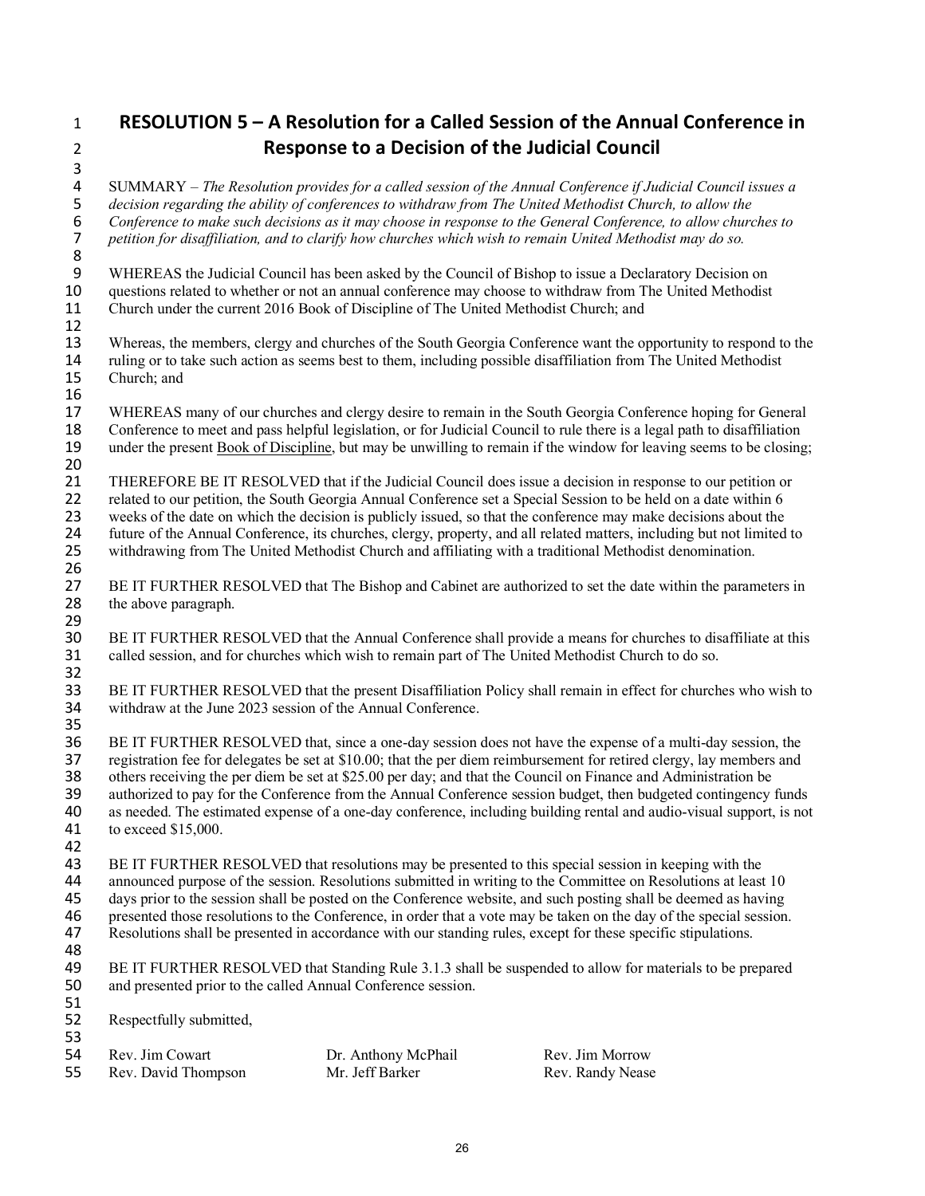# RESOLUTION 5 – A Resolution for a Called Session of the Annual Conference in Response to a Decision of the Judicial Council

SUMMARY – *The Resolution provides for a called session of the Annual Conference if Judicial Council issues a decision regarding the ability of conferences to withdraw from The United Methodist Church, to allow the Conference to make such decisions as it may choose in response to the General Conference, to allow churches to petition for disaffiliation, and to clarify how churches which wish to remain United Methodist may do so.*

WHEREAS the Judicial Council has been asked by the Council of Bishop to issue a Declaratory Decision on questions related to whether or not an annual conference may choose to withdraw from The United Methodist Church under the current 2016 Book of Discipline of The United Methodist Church; and

Whereas, the members, clergy and churches of the South Georgia Conference want the opportunity to respond to the ruling or to take such action as seems best to them, including possible disaffiliation from The United Methodist Church; and

WHEREAS many of our churches and clergy desire to remain in the South Georgia Conference hoping for General Conference to meet and pass helpful legislation, or for Judicial Council to rule there is a legal path to disaffiliation under the present Book of Discipline, but may be unwilling to remain if the window for leaving seems to be closing;

THEREFORE BE IT RESOLVED that if the Judicial Council does issue a decision in response to our petition or related to our petition, the South Georgia Annual Conference set a Special Session to be held on a date within 6 weeks of the date on which the decision is publicly issued, so that the conference may make decisions about the future of the Annual Conference, its churches, clergy, property, and all related matters, including but not limited to withdrawing from The United Methodist Church and affiliating with a traditional Methodist denomination.

BE IT FURTHER RESOLVED that The Bishop and Cabinet are authorized to set the date within the parameters in the above paragraph.

BE IT FURTHER RESOLVED that the Annual Conference shall provide a means for churches to disaffiliate at this called session, and for churches which wish to remain part of The United Methodist Church to do so.

BE IT FURTHER RESOLVED that the present Disaffiliation Policy shall remain in effect for churches who wish to withdraw at the June 2023 session of the Annual Conference.

BE IT FURTHER RESOLVED that, since a one-day session does not have the expense of a multi-day session, the registration fee for delegates be set at $10.00; that the per diem reimbursement for retired clergy, lay members and others receiving the per diem be set at $25.00 per day; and that the Council on Finance and Administration be authorized to pay for the Conference from the Annual Conference session budget, then budgeted contingency funds as needed. The estimated expense of a one-day conference, including building rental and audio-visual support, is not to exceed $15,000.

BE IT FURTHER RESOLVED that resolutions may be presented to this special session in keeping with the announced purpose of the session. Resolutions submitted in writing to the Committee on Resolutions at least 10 days prior to the session shall be posted on the Conference website, and such posting shall be deemed as having presented those resolutions to the Conference, in order that a vote may be taken on the day of the special session. Resolutions shall be presented in accordance with our standing rules, except for these specific stipulations.

BE IT FURTHER RESOLVED that Standing Rule 3.1.3 shall be suspended to allow for materials to be prepared and presented prior to the called Annual Conference session.

Respectfully submitted,

Rev. Jim Cowart
Dr. Anthony McPhail
Rev. Jim Morrow
Rev. David Thompson
Mr. Jeff Barker
Rev. Randy Nease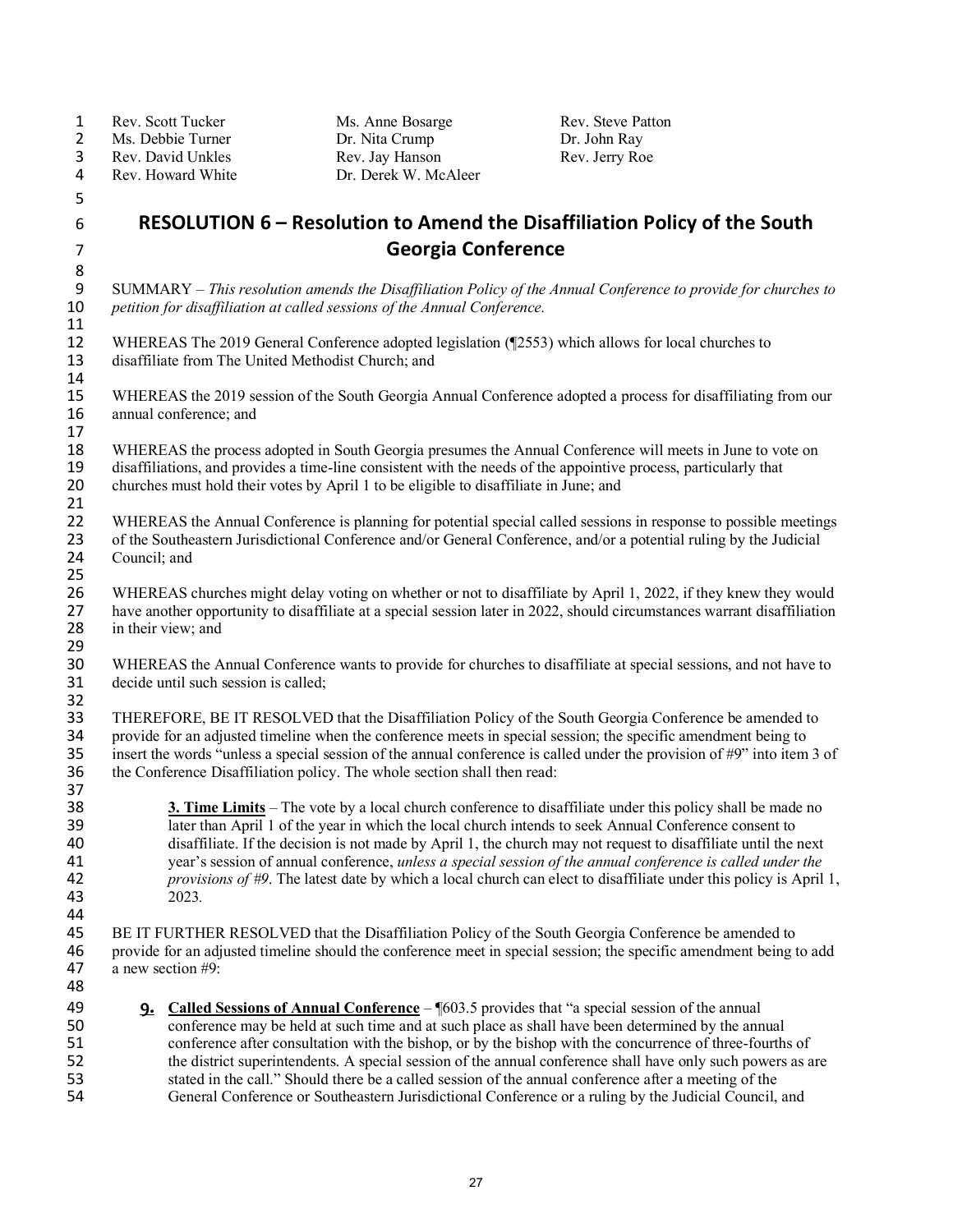| | | |
|---|---|---|
| Rev. Scott Tucker | Ms. Anne Bosarge | Rev. Steve Patton |
| Ms. Debbie Turner | Dr. Nita Crump | Dr. John Ray |
| Rev. David Unkles | Rev. Jay Hanson | Rev. Jerry Roe |
| Rev. Howard White | Dr. Derek W. McAleer | |

# RESOLUTION 6 – Resolution to Amend the Disaffiliation Policy of the South Georgia Conference

SUMMARY – *This resolution amends the Disaffiliation Policy of the Annual Conference to provide for churches to petition for disaffiliation at called sessions of the Annual Conference.*

WHEREAS The 2019 General Conference adopted legislation (¶2553) which allows for local churches to disaffiliate from The United Methodist Church; and

WHEREAS the 2019 session of the South Georgia Annual Conference adopted a process for disaffiliating from our annual conference; and

WHEREAS the process adopted in South Georgia presumes the Annual Conference will meets in June to vote on disaffiliations, and provides a time-line consistent with the needs of the appointive process, particularly that churches must hold their votes by April 1 to be eligible to disaffiliate in June; and

WHEREAS the Annual Conference is planning for potential special called sessions in response to possible meetings of the Southeastern Jurisdictional Conference and/or General Conference, and/or a potential ruling by the Judicial Council; and

WHEREAS churches might delay voting on whether or not to disaffiliate by April 1, 2022, if they knew they would have another opportunity to disaffiliate at a special session later in 2022, should circumstances warrant disaffiliation in their view; and

WHEREAS the Annual Conference wants to provide for churches to disaffiliate at special sessions, and not have to decide until such session is called;

THEREFORE, BE IT RESOLVED that the Disaffiliation Policy of the South Georgia Conference be amended to provide for an adjusted timeline when the conference meets in special session; the specific amendment being to insert the words "unless a special session of the annual conference is called under the provision of #9" into item 3 of the Conference Disaffiliation policy. The whole section shall then read:

> **<u>3. Time Limits</u>** – The vote by a local church conference to disaffiliate under this policy shall be made no later than April 1 of the year in which the local church intends to seek Annual Conference consent to disaffiliate. If the decision is not made by April 1, the church may not request to disaffiliate until the next year's session of annual conference, *unless a special session of the annual conference is called under the provisions of #9*. The latest date by which a local church can elect to disaffiliate under this policy is April 1, 2023.

BE IT FURTHER RESOLVED that the Disaffiliation Policy of the South Georgia Conference be amended to provide for an adjusted timeline should the conference meet in special session; the specific amendment being to add a new section #9:

> **<u>9. Called Sessions of Annual Conference</u>** – ¶603.5 provides that "a special session of the annual conference may be held at such time and at such place as shall have been determined by the annual conference after consultation with the bishop, or by the bishop with the concurrence of three-fourths of the district superintendents. A special session of the annual conference shall have only such powers as are stated in the call." Should there be a called session of the annual conference after a meeting of the General Conference or Southeastern Jurisdictional Conference or a ruling by the Judicial Council, and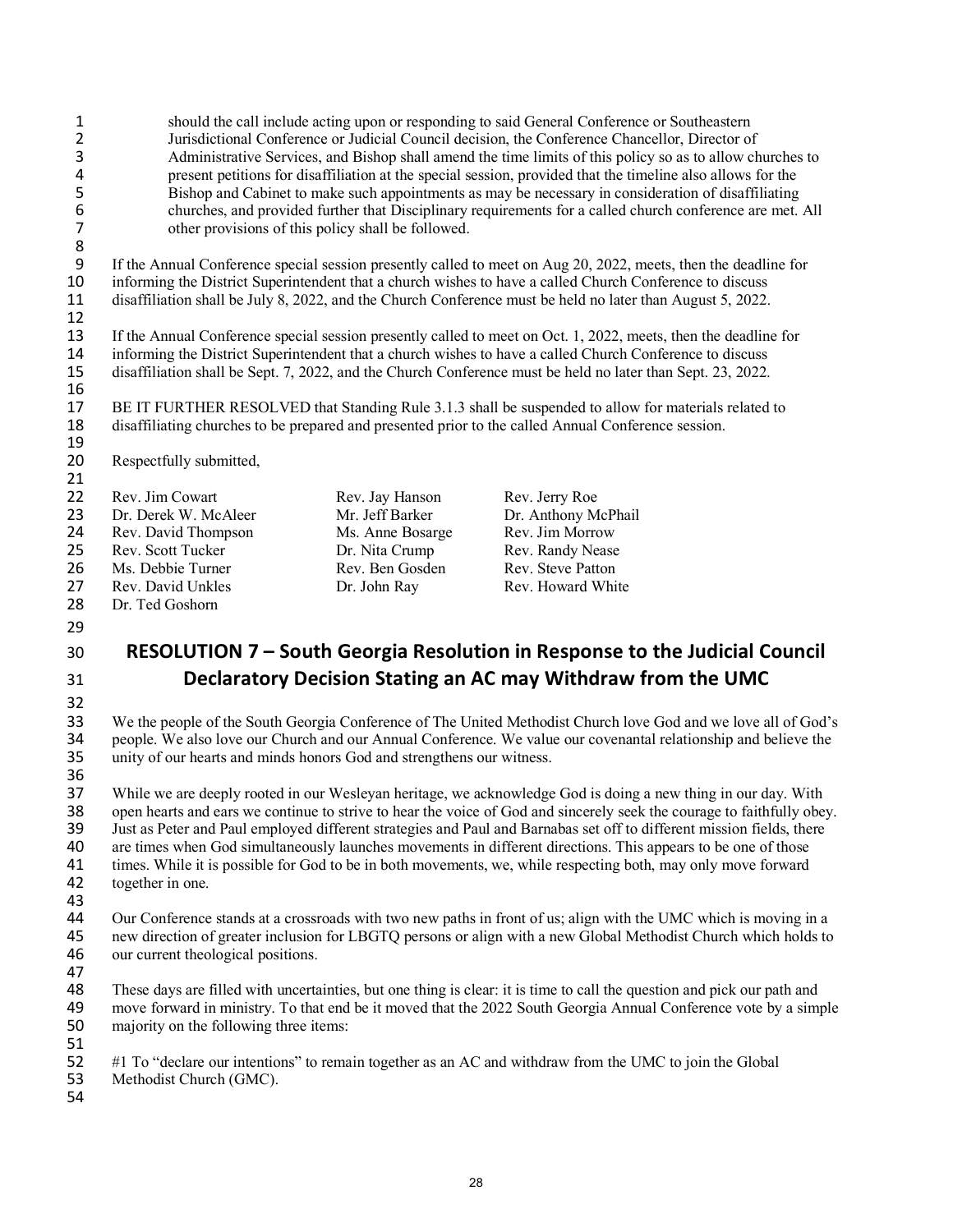should the call include acting upon or responding to said General Conference or Southeastern Jurisdictional Conference or Judicial Council decision, the Conference Chancellor, Director of Administrative Services, and Bishop shall amend the time limits of this policy so as to allow churches to present petitions for disaffiliation at the special session, provided that the timeline also allows for the Bishop and Cabinet to make such appointments as may be necessary in consideration of disaffiliating churches, and provided further that Disciplinary requirements for a called church conference are met. All other provisions of this policy shall be followed.

If the Annual Conference special session presently called to meet on Aug 20, 2022, meets, then the deadline for informing the District Superintendent that a church wishes to have a called Church Conference to discuss disaffiliation shall be July 8, 2022, and the Church Conference must be held no later than August 5, 2022.

If the Annual Conference special session presently called to meet on Oct. 1, 2022, meets, then the deadline for informing the District Superintendent that a church wishes to have a called Church Conference to discuss disaffiliation shall be Sept. 7, 2022, and the Church Conference must be held no later than Sept. 23, 2022.

BE IT FURTHER RESOLVED that Standing Rule 3.1.3 shall be suspended to allow for materials related to disaffiliating churches to be prepared and presented prior to the called Annual Conference session.

Respectfully submitted,

Rev. Jim Cowart
Dr. Derek W. McAleer
Rev. David Thompson
Rev. Scott Tucker
Ms. Debbie Turner
Rev. David Unkles
Dr. Ted Goshorn
Rev. Jay Hanson
Mr. Jeff Barker
Ms. Anne Bosarge
Dr. Nita Crump
Rev. Ben Gosden
Dr. John Ray
Rev. Jerry Roe
Dr. Anthony McPhail
Rev. Jim Morrow
Rev. Randy Nease
Rev. Steve Patton
Rev. Howard White

## RESOLUTION 7 – South Georgia Resolution in Response to the Judicial Council Declaratory Decision Stating an AC may Withdraw from the UMC

We the people of the South Georgia Conference of The United Methodist Church love God and we love all of God's people. We also love our Church and our Annual Conference. We value our covenantal relationship and believe the unity of our hearts and minds honors God and strengthens our witness.

While we are deeply rooted in our Wesleyan heritage, we acknowledge God is doing a new thing in our day. With open hearts and ears we continue to strive to hear the voice of God and sincerely seek the courage to faithfully obey. Just as Peter and Paul employed different strategies and Paul and Barnabas set off to different mission fields, there are times when God simultaneously launches movements in different directions. This appears to be one of those times. While it is possible for God to be in both movements, we, while respecting both, may only move forward together in one.

Our Conference stands at a crossroads with two new paths in front of us; align with the UMC which is moving in a new direction of greater inclusion for LBGTQ persons or align with a new Global Methodist Church which holds to our current theological positions.

These days are filled with uncertainties, but one thing is clear: it is time to call the question and pick our path and move forward in ministry. To that end be it moved that the 2022 South Georgia Annual Conference vote by a simple majority on the following three items:

#1 To "declare our intentions" to remain together as an AC and withdraw from the UMC to join the Global Methodist Church (GMC).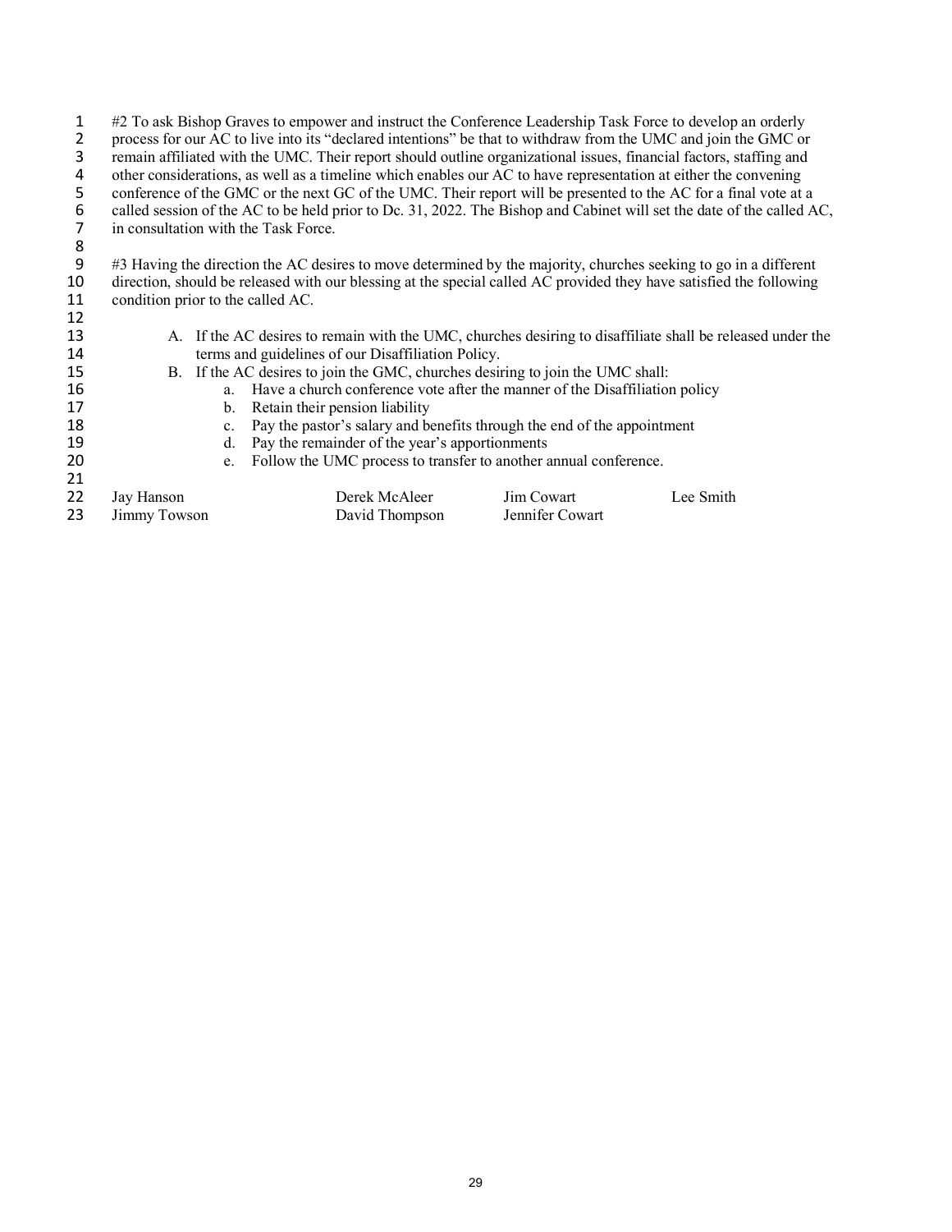#2 To ask Bishop Graves to empower and instruct the Conference Leadership Task Force to develop an orderly process for our AC to live into its "declared intentions" be that to withdraw from the UMC and join the GMC or remain affiliated with the UMC. Their report should outline organizational issues, financial factors, staffing and other considerations, as well as a timeline which enables our AC to have representation at either the convening conference of the GMC or the next GC of the UMC. Their report will be presented to the AC for a final vote at a called session of the AC to be held prior to Dc. 31, 2022. The Bishop and Cabinet will set the date of the called AC, in consultation with the Task Force.

#3 Having the direction the AC desires to move determined by the majority, churches seeking to go in a different direction, should be released with our blessing at the special called AC provided they have satisfied the following condition prior to the called AC.

A. If the AC desires to remain with the UMC, churches desiring to disaffiliate shall be released under the terms and guidelines of our Disaffiliation Policy.
B. If the AC desires to join the GMC, churches desiring to join the UMC shall:
    a. Have a church conference vote after the manner of the Disaffiliation policy
    b. Retain their pension liability
    c. Pay the pastor's salary and benefits through the end of the appointment
    d. Pay the remainder of the year's apportionments
    e. Follow the UMC process to transfer to another annual conference.

| | | | |
|---|---|---|---|
| Jay Hanson | Derek McAleer | Jim Cowart | Lee Smith |
| Jimmy Towson | David Thompson | Jennifer Cowart | |